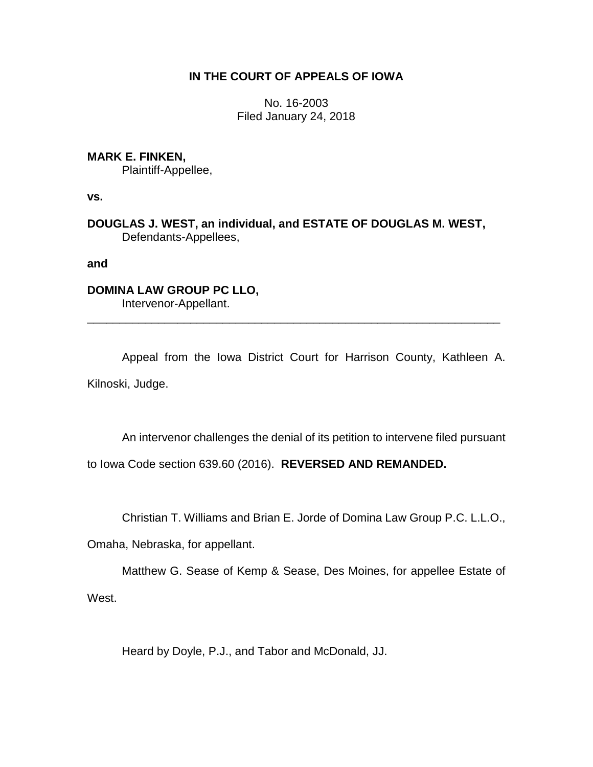# IN THE COURT OF APPEALS OF IOWA

No. 16-2003
Filed January 24, 2018

**MARK E. FINKEN,**
Plaintiff-Appellee,

**vs.**

**DOUGLAS J. WEST, an individual, and ESTATE OF DOUGLAS M. WEST,**
Defendants-Appellees,

**and**

**DOMINA LAW GROUP PC LLO,**
Intervenor-Appellant.

---

Appeal from the Iowa District Court for Harrison County, Kathleen A. Kilnoski, Judge.

An intervenor challenges the denial of its petition to intervene filed pursuant to Iowa Code section 639.60 (2016). **REVERSED AND REMANDED.**

Christian T. Williams and Brian E. Jorde of Domina Law Group P.C. L.L.O., Omaha, Nebraska, for appellant.

Matthew G. Sease of Kemp & Sease, Des Moines, for appellee Estate of West.

Heard by Doyle, P.J., and Tabor and McDonald, JJ.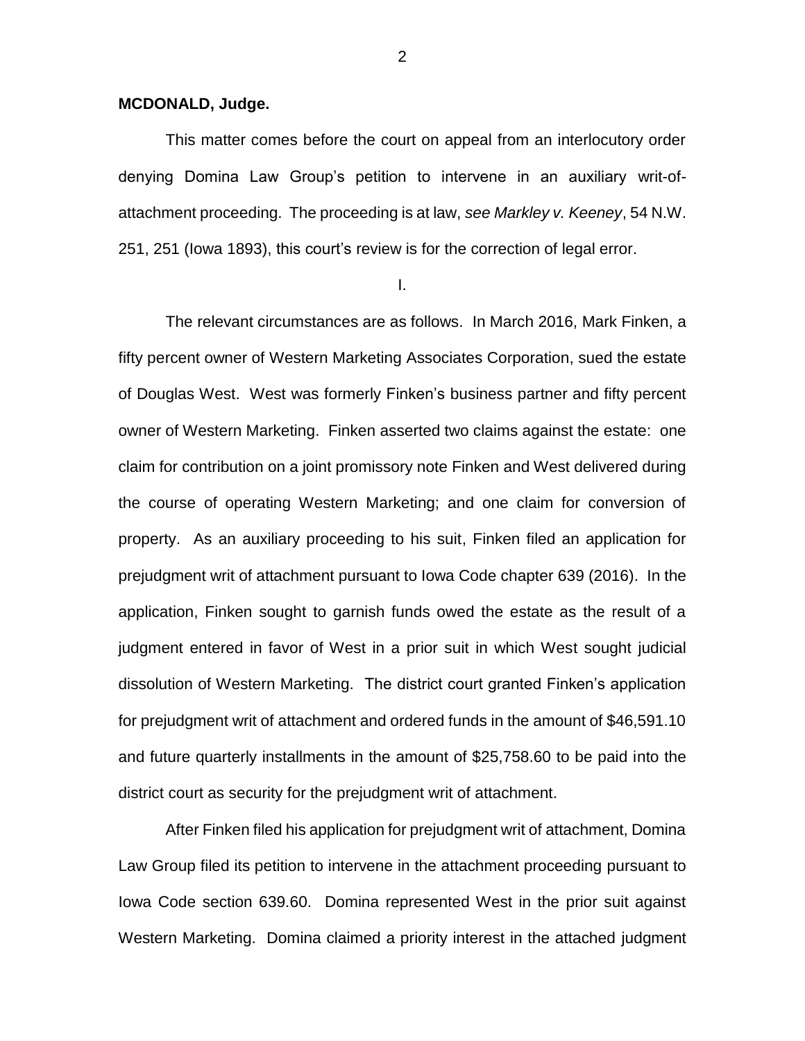**MCDONALD, Judge.**

This matter comes before the court on appeal from an interlocutory order denying Domina Law Group's petition to intervene in an auxiliary writ-of-attachment proceeding. The proceeding is at law, *see Markley v. Keeney*, 54 N.W. 251, 251 (Iowa 1893), this court's review is for the correction of legal error.

I.

The relevant circumstances are as follows. In March 2016, Mark Finken, a fifty percent owner of Western Marketing Associates Corporation, sued the estate of Douglas West. West was formerly Finken's business partner and fifty percent owner of Western Marketing. Finken asserted two claims against the estate: one claim for contribution on a joint promissory note Finken and West delivered during the course of operating Western Marketing; and one claim for conversion of property. As an auxiliary proceeding to his suit, Finken filed an application for prejudgment writ of attachment pursuant to Iowa Code chapter 639 (2016). In the application, Finken sought to garnish funds owed the estate as the result of a judgment entered in favor of West in a prior suit in which West sought judicial dissolution of Western Marketing. The district court granted Finken's application for prejudgment writ of attachment and ordered funds in the amount of $46,591.10 and future quarterly installments in the amount of $25,758.60 to be paid into the district court as security for the prejudgment writ of attachment.

After Finken filed his application for prejudgment writ of attachment, Domina Law Group filed its petition to intervene in the attachment proceeding pursuant to Iowa Code section 639.60. Domina represented West in the prior suit against Western Marketing. Domina claimed a priority interest in the attached judgment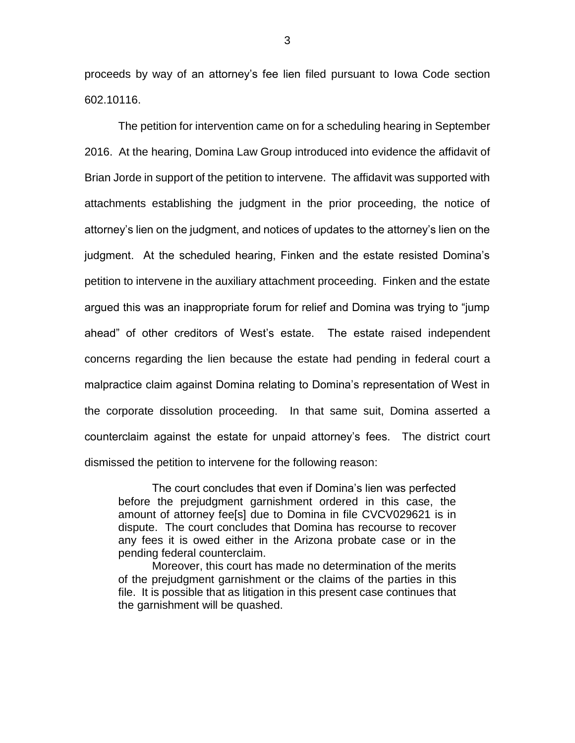proceeds by way of an attorney's fee lien filed pursuant to Iowa Code section 602.10116.

The petition for intervention came on for a scheduling hearing in September 2016. At the hearing, Domina Law Group introduced into evidence the affidavit of Brian Jorde in support of the petition to intervene. The affidavit was supported with attachments establishing the judgment in the prior proceeding, the notice of attorney's lien on the judgment, and notices of updates to the attorney's lien on the judgment. At the scheduled hearing, Finken and the estate resisted Domina's petition to intervene in the auxiliary attachment proceeding. Finken and the estate argued this was an inappropriate forum for relief and Domina was trying to "jump ahead" of other creditors of West's estate. The estate raised independent concerns regarding the lien because the estate had pending in federal court a malpractice claim against Domina relating to Domina's representation of West in the corporate dissolution proceeding. In that same suit, Domina asserted a counterclaim against the estate for unpaid attorney's fees. The district court dismissed the petition to intervene for the following reason:

> The court concludes that even if Domina's lien was perfected before the prejudgment garnishment ordered in this case, the amount of attorney fee[s] due to Domina in file CVCV029621 is in dispute. The court concludes that Domina has recourse to recover any fees it is owed either in the Arizona probate case or in the pending federal counterclaim.
>
> Moreover, this court has made no determination of the merits of the prejudgment garnishment or the claims of the parties in this file. It is possible that as litigation in this present case continues that the garnishment will be quashed.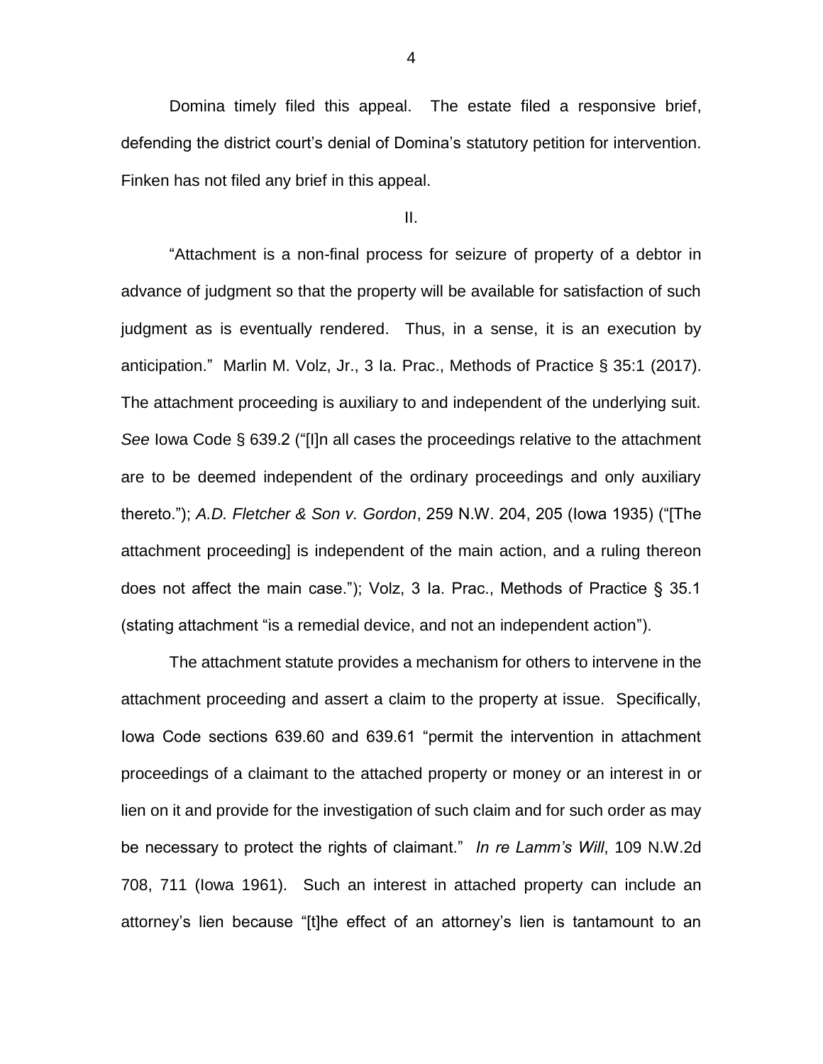Domina timely filed this appeal. The estate filed a responsive brief, defending the district court's denial of Domina's statutory petition for intervention. Finken has not filed any brief in this appeal.

II.

"Attachment is a non-final process for seizure of property of a debtor in advance of judgment so that the property will be available for satisfaction of such judgment as is eventually rendered. Thus, in a sense, it is an execution by anticipation." Marlin M. Volz, Jr., 3 Ia. Prac., Methods of Practice § 35:1 (2017). The attachment proceeding is auxiliary to and independent of the underlying suit. *See* Iowa Code § 639.2 ("[I]n all cases the proceedings relative to the attachment are to be deemed independent of the ordinary proceedings and only auxiliary thereto."); *A.D. Fletcher & Son v. Gordon*, 259 N.W. 204, 205 (Iowa 1935) ("[The attachment proceeding] is independent of the main action, and a ruling thereon does not affect the main case."); Volz, 3 Ia. Prac., Methods of Practice § 35.1 (stating attachment "is a remedial device, and not an independent action").

The attachment statute provides a mechanism for others to intervene in the attachment proceeding and assert a claim to the property at issue. Specifically, Iowa Code sections 639.60 and 639.61 "permit the intervention in attachment proceedings of a claimant to the attached property or money or an interest in or lien on it and provide for the investigation of such claim and for such order as may be necessary to protect the rights of claimant." *In re Lamm's Will*, 109 N.W.2d 708, 711 (Iowa 1961). Such an interest in attached property can include an attorney's lien because "[t]he effect of an attorney's lien is tantamount to an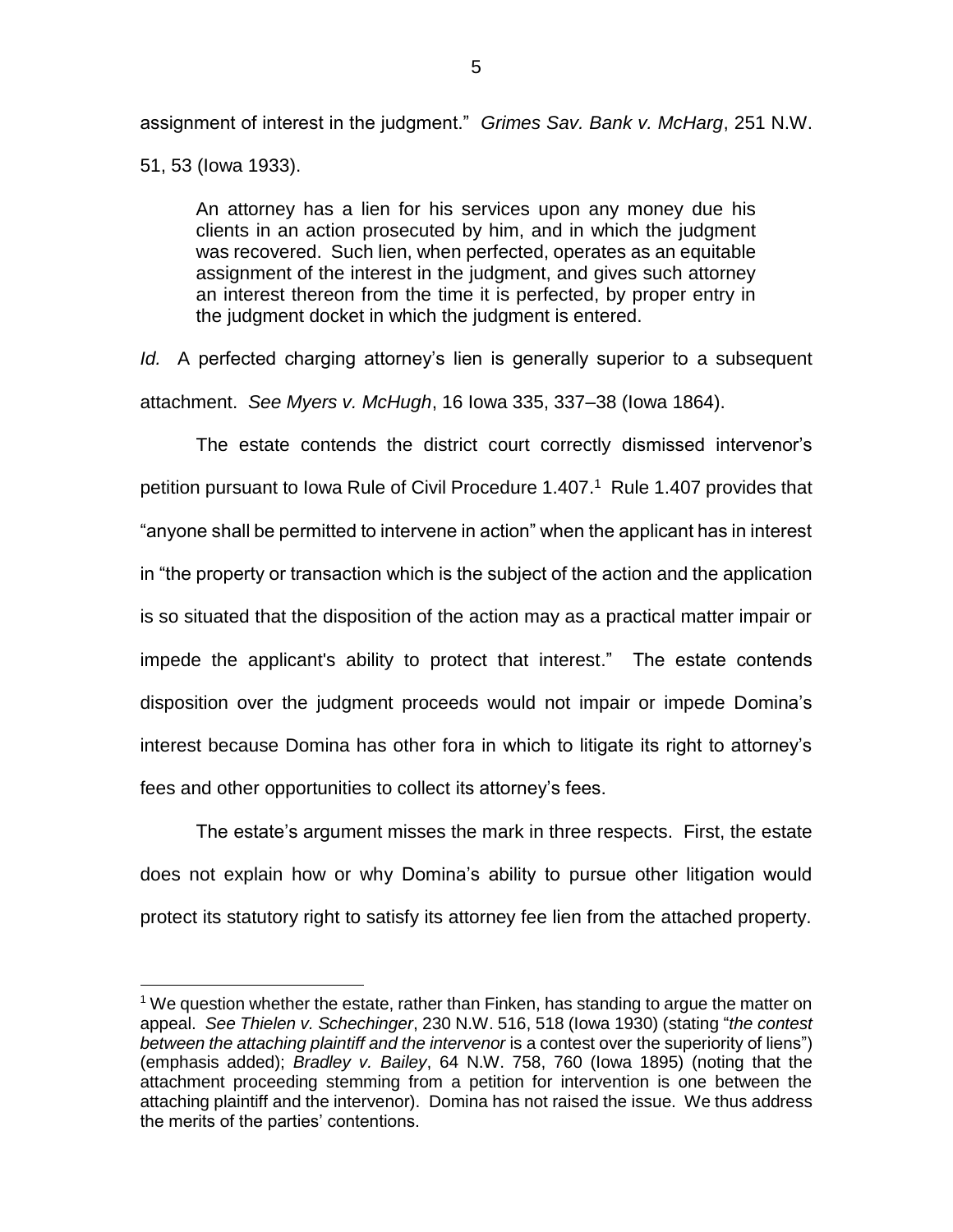assignment of interest in the judgment." *Grimes Sav. Bank v. McHarg*, 251 N.W. 51, 53 (Iowa 1933).

> An attorney has a lien for his services upon any money due his clients in an action prosecuted by him, and in which the judgment was recovered. Such lien, when perfected, operates as an equitable assignment of the interest in the judgment, and gives such attorney an interest thereon from the time it is perfected, by proper entry in the judgment docket in which the judgment is entered.

*Id.* A perfected charging attorney's lien is generally superior to a subsequent attachment. *See Myers v. McHugh*, 16 Iowa 335, 337–38 (Iowa 1864).

The estate contends the district court correctly dismissed intervenor's petition pursuant to Iowa Rule of Civil Procedure 1.407.[1] Rule 1.407 provides that "anyone shall be permitted to intervene in action" when the applicant has in interest in "the property or transaction which is the subject of the action and the application is so situated that the disposition of the action may as a practical matter impair or impede the applicant's ability to protect that interest." The estate contends disposition over the judgment proceeds would not impair or impede Domina's interest because Domina has other fora in which to litigate its right to attorney's fees and other opportunities to collect its attorney's fees.

The estate's argument misses the mark in three respects. First, the estate does not explain how or why Domina's ability to pursue other litigation would protect its statutory right to satisfy its attorney fee lien from the attached property.

[1] We question whether the estate, rather than Finken, has standing to argue the matter on appeal. *See Thielen v. Schechinger*, 230 N.W. 516, 518 (Iowa 1930) (stating "*the contest between the attaching plaintiff and the intervenor* is a contest over the superiority of liens") (emphasis added); *Bradley v. Bailey*, 64 N.W. 758, 760 (Iowa 1895) (noting that the attachment proceeding stemming from a petition for intervention is one between the attaching plaintiff and the intervenor). Domina has not raised the issue. We thus address the merits of the parties' contentions.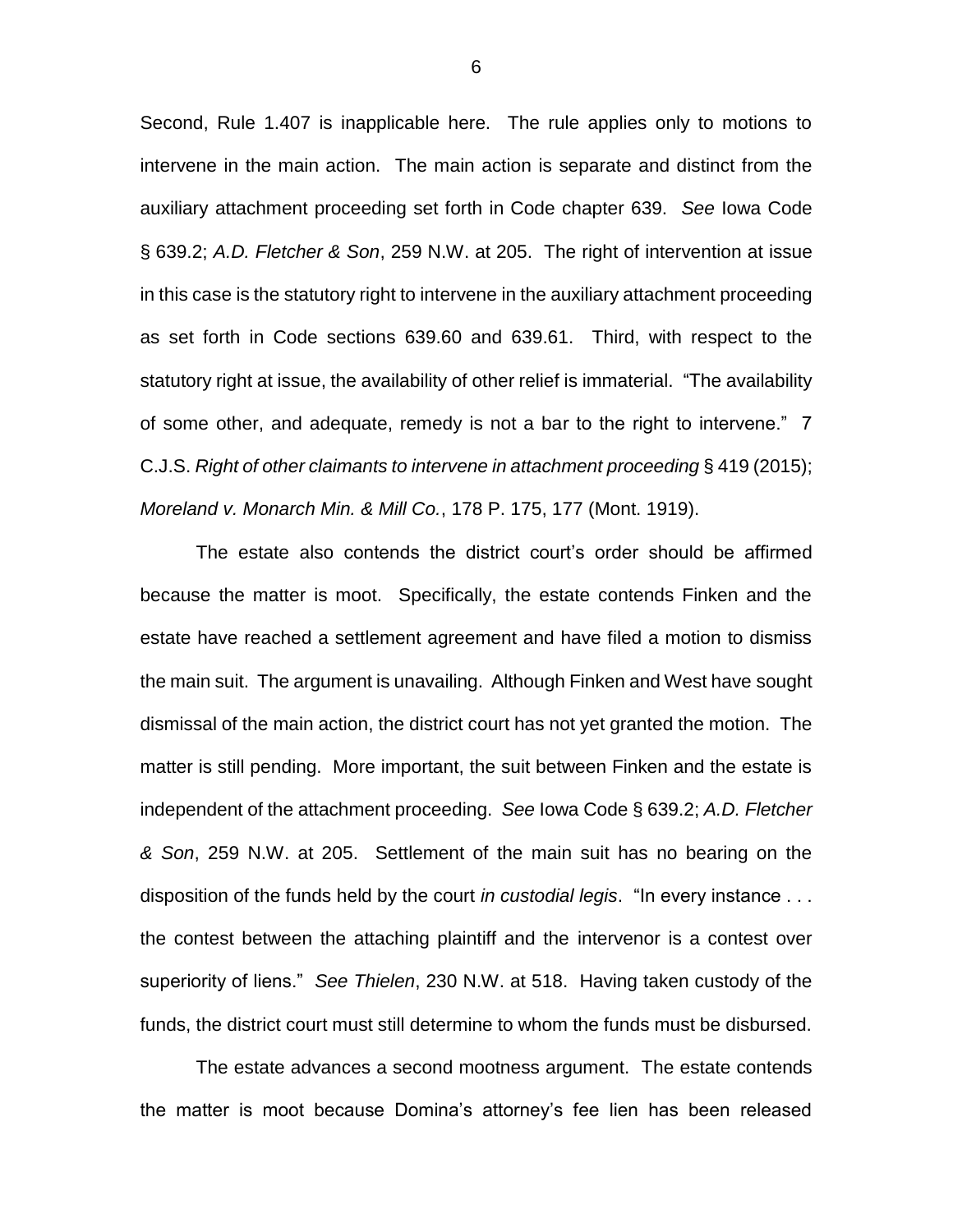Second, Rule 1.407 is inapplicable here. The rule applies only to motions to intervene in the main action. The main action is separate and distinct from the auxiliary attachment proceeding set forth in Code chapter 639. *See* Iowa Code § 639.2; *A.D. Fletcher & Son*, 259 N.W. at 205. The right of intervention at issue in this case is the statutory right to intervene in the auxiliary attachment proceeding as set forth in Code sections 639.60 and 639.61. Third, with respect to the statutory right at issue, the availability of other relief is immaterial. "The availability of some other, and adequate, remedy is not a bar to the right to intervene." 7 C.J.S. *Right of other claimants to intervene in attachment proceeding* § 419 (2015); *Moreland v. Monarch Min. & Mill Co.*, 178 P. 175, 177 (Mont. 1919).

The estate also contends the district court's order should be affirmed because the matter is moot. Specifically, the estate contends Finken and the estate have reached a settlement agreement and have filed a motion to dismiss the main suit. The argument is unavailing. Although Finken and West have sought dismissal of the main action, the district court has not yet granted the motion. The matter is still pending. More important, the suit between Finken and the estate is independent of the attachment proceeding. *See* Iowa Code § 639.2; *A.D. Fletcher & Son*, 259 N.W. at 205. Settlement of the main suit has no bearing on the disposition of the funds held by the court *in custodial legis*. "In every instance . . . the contest between the attaching plaintiff and the intervenor is a contest over superiority of liens." *See Thielen*, 230 N.W. at 518. Having taken custody of the funds, the district court must still determine to whom the funds must be disbursed.

The estate advances a second mootness argument. The estate contends the matter is moot because Domina's attorney's fee lien has been released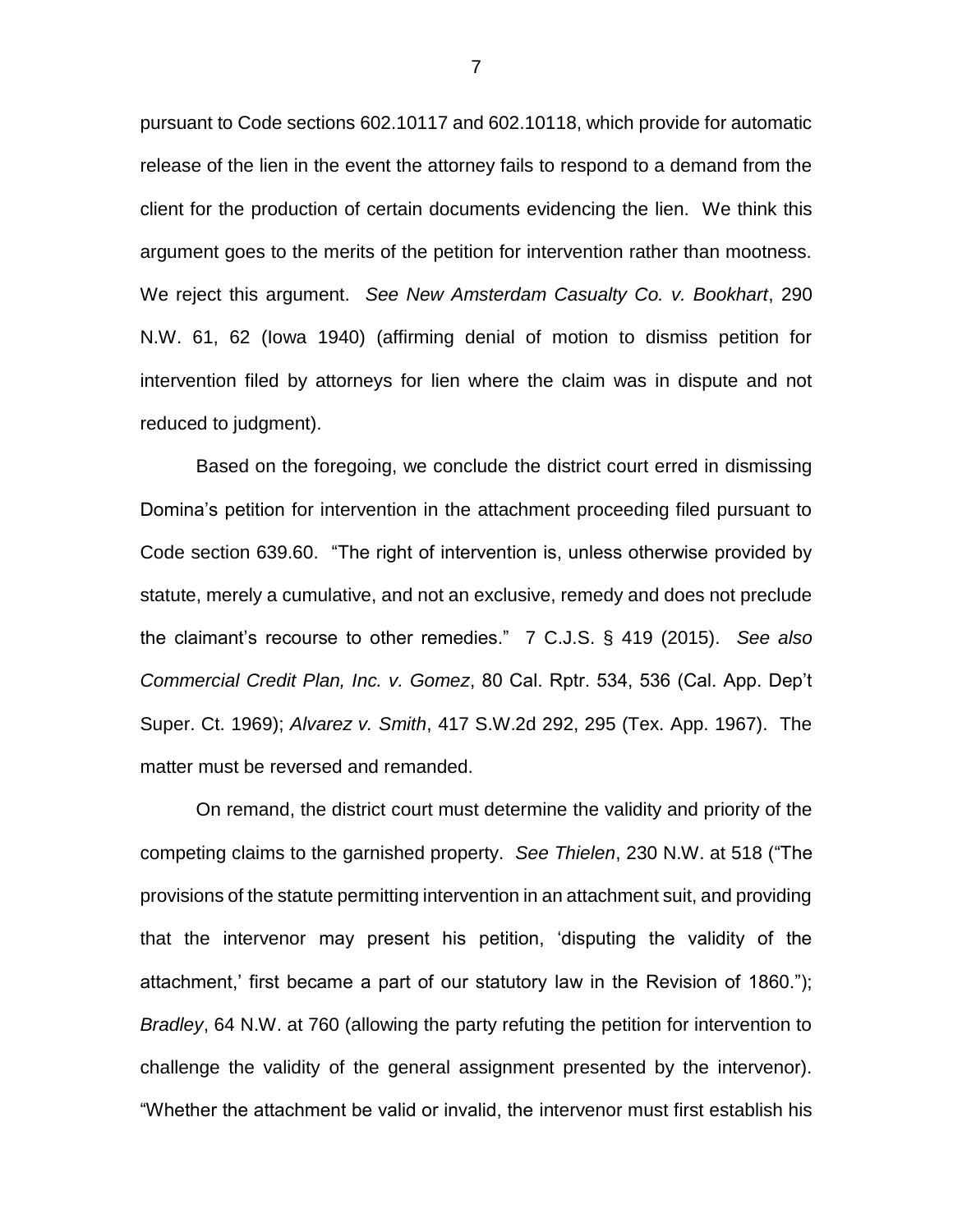pursuant to Code sections 602.10117 and 602.10118, which provide for automatic release of the lien in the event the attorney fails to respond to a demand from the client for the production of certain documents evidencing the lien. We think this argument goes to the merits of the petition for intervention rather than mootness. We reject this argument. *See New Amsterdam Casualty Co. v. Bookhart*, 290 N.W. 61, 62 (Iowa 1940) (affirming denial of motion to dismiss petition for intervention filed by attorneys for lien where the claim was in dispute and not reduced to judgment).

Based on the foregoing, we conclude the district court erred in dismissing Domina's petition for intervention in the attachment proceeding filed pursuant to Code section 639.60. "The right of intervention is, unless otherwise provided by statute, merely a cumulative, and not an exclusive, remedy and does not preclude the claimant's recourse to other remedies." 7 C.J.S. § 419 (2015). *See also Commercial Credit Plan, Inc. v. Gomez*, 80 Cal. Rptr. 534, 536 (Cal. App. Dep't Super. Ct. 1969); *Alvarez v. Smith*, 417 S.W.2d 292, 295 (Tex. App. 1967). The matter must be reversed and remanded.

On remand, the district court must determine the validity and priority of the competing claims to the garnished property. *See Thielen*, 230 N.W. at 518 ("The provisions of the statute permitting intervention in an attachment suit, and providing that the intervenor may present his petition, 'disputing the validity of the attachment,' first became a part of our statutory law in the Revision of 1860."); *Bradley*, 64 N.W. at 760 (allowing the party refuting the petition for intervention to challenge the validity of the general assignment presented by the intervenor). "Whether the attachment be valid or invalid, the intervenor must first establish his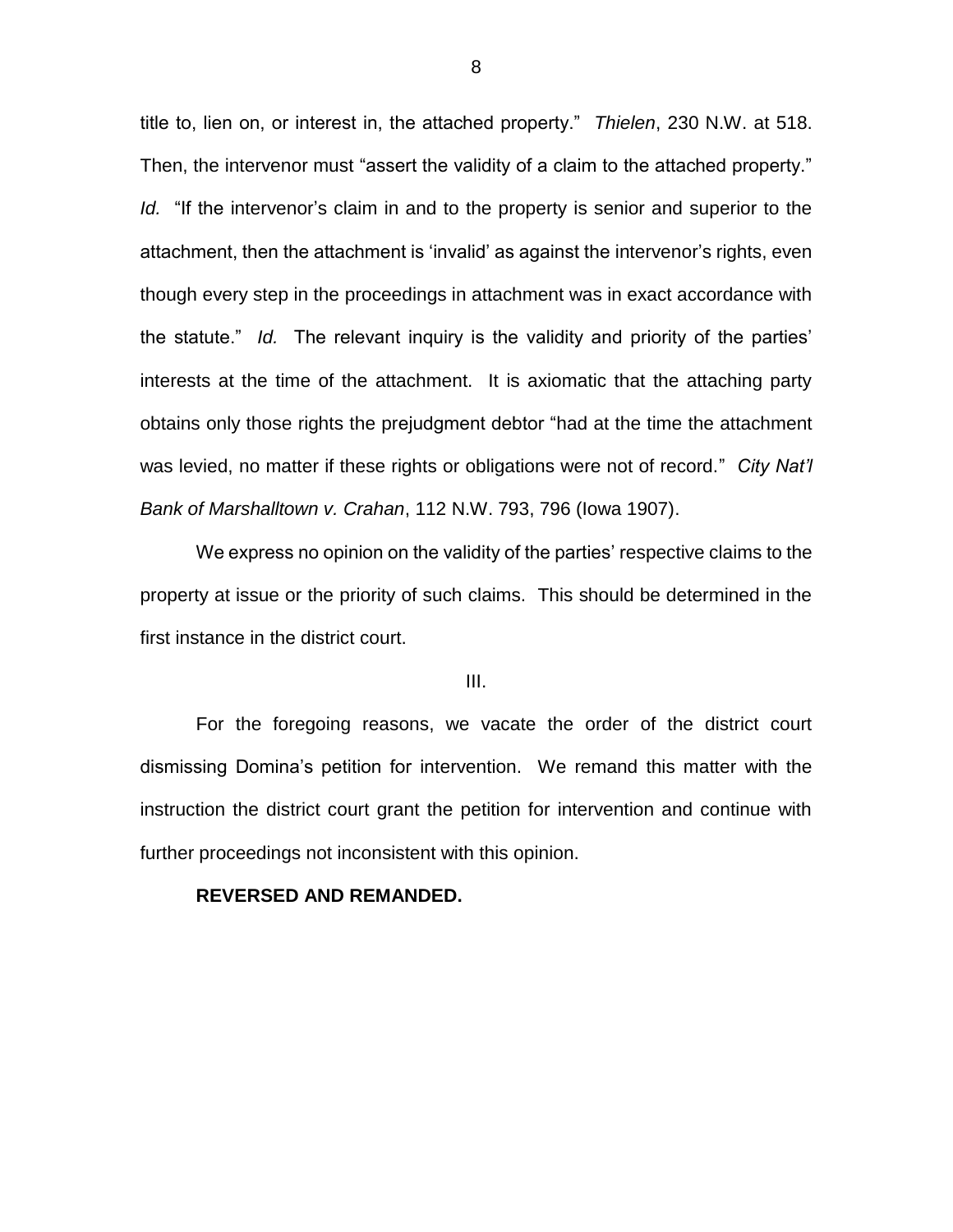title to, lien on, or interest in, the attached property." *Thielen*, 230 N.W. at 518. Then, the intervenor must "assert the validity of a claim to the attached property." *Id.* "If the intervenor's claim in and to the property is senior and superior to the attachment, then the attachment is 'invalid' as against the intervenor's rights, even though every step in the proceedings in attachment was in exact accordance with the statute." *Id.* The relevant inquiry is the validity and priority of the parties' interests at the time of the attachment. It is axiomatic that the attaching party obtains only those rights the prejudgment debtor "had at the time the attachment was levied, no matter if these rights or obligations were not of record." *City Nat'l Bank of Marshalltown v. Crahan*, 112 N.W. 793, 796 (Iowa 1907).

We express no opinion on the validity of the parties' respective claims to the property at issue or the priority of such claims. This should be determined in the first instance in the district court.

III.

For the foregoing reasons, we vacate the order of the district court dismissing Domina's petition for intervention. We remand this matter with the instruction the district court grant the petition for intervention and continue with further proceedings not inconsistent with this opinion.

**REVERSED AND REMANDED.**